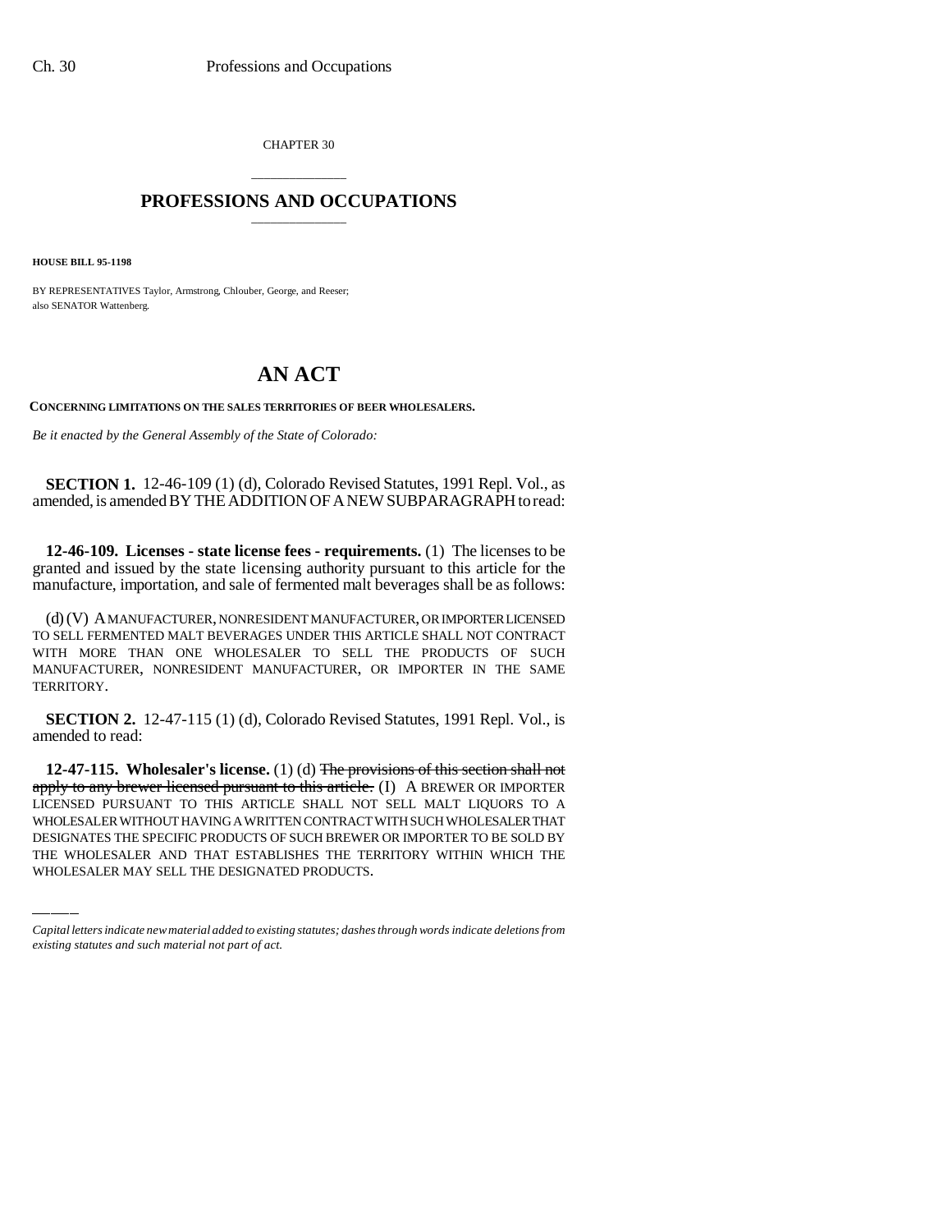CHAPTER 30

## PROFESSIONS AND OCCUPATIONS

**HOUSE BILL 95-1198**

BY REPRESENTATIVES Taylor, Armstrong, Chlouber, George, and Reeser;
also SENATOR Wattenberg.

# AN ACT

**CONCERNING LIMITATIONS ON THE SALES TERRITORIES OF BEER WHOLESALERS.**

*Be it enacted by the General Assembly of the State of Colorado:*

**SECTION 1.** 12-46-109 (1) (d), Colorado Revised Statutes, 1991 Repl. Vol., as amended, is amended BY THE ADDITION OF A NEW SUBPARAGRAPH to read:

**12-46-109. Licenses - state license fees - requirements.** (1) The licenses to be granted and issued by the state licensing authority pursuant to this article for the manufacture, importation, and sale of fermented malt beverages shall be as follows:

(d) (V) A MANUFACTURER, NONRESIDENT MANUFACTURER, OR IMPORTER LICENSED TO SELL FERMENTED MALT BEVERAGES UNDER THIS ARTICLE SHALL NOT CONTRACT WITH MORE THAN ONE WHOLESALER TO SELL THE PRODUCTS OF SUCH MANUFACTURER, NONRESIDENT MANUFACTURER, OR IMPORTER IN THE SAME TERRITORY.

**SECTION 2.** 12-47-115 (1) (d), Colorado Revised Statutes, 1991 Repl. Vol., is amended to read:

**12-47-115. Wholesaler's license.** (1) (d) ~~The provisions of this section shall not apply to any brewer licensed pursuant to this article.~~ (I) A BREWER OR IMPORTER LICENSED PURSUANT TO THIS ARTICLE SHALL NOT SELL MALT LIQUORS TO A WHOLESALER WITHOUT HAVING A WRITTEN CONTRACT WITH SUCH WHOLESALER THAT DESIGNATES THE SPECIFIC PRODUCTS OF SUCH BREWER OR IMPORTER TO BE SOLD BY THE WHOLESALER AND THAT ESTABLISHES THE TERRITORY WITHIN WHICH THE WHOLESALER MAY SELL THE DESIGNATED PRODUCTS.

*Capital letters indicate new material added to existing statutes; dashes through words indicate deletions from existing statutes and such material not part of act.*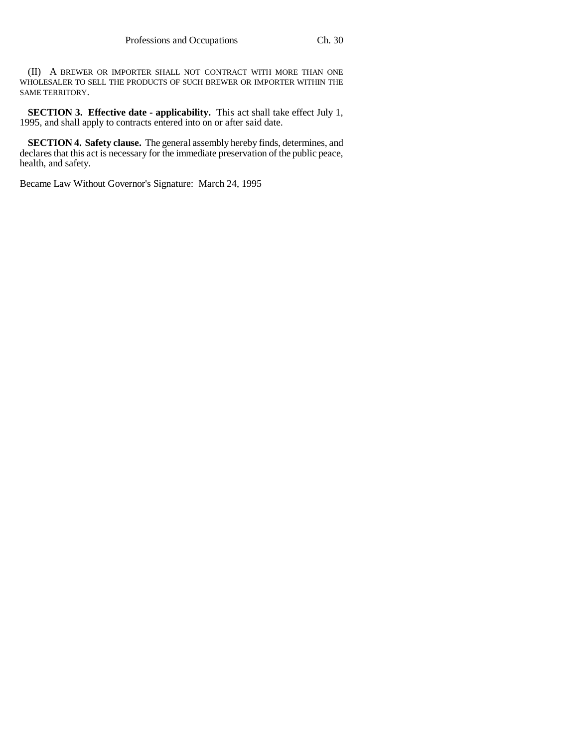(II) A BREWER OR IMPORTER SHALL NOT CONTRACT WITH MORE THAN ONE WHOLESALER TO SELL THE PRODUCTS OF SUCH BREWER OR IMPORTER WITHIN THE SAME TERRITORY.

**SECTION 3. Effective date - applicability.** This act shall take effect July 1, 1995, and shall apply to contracts entered into on or after said date.

**SECTION 4. Safety clause.** The general assembly hereby finds, determines, and declares that this act is necessary for the immediate preservation of the public peace, health, and safety.

Became Law Without Governor's Signature: March 24, 1995